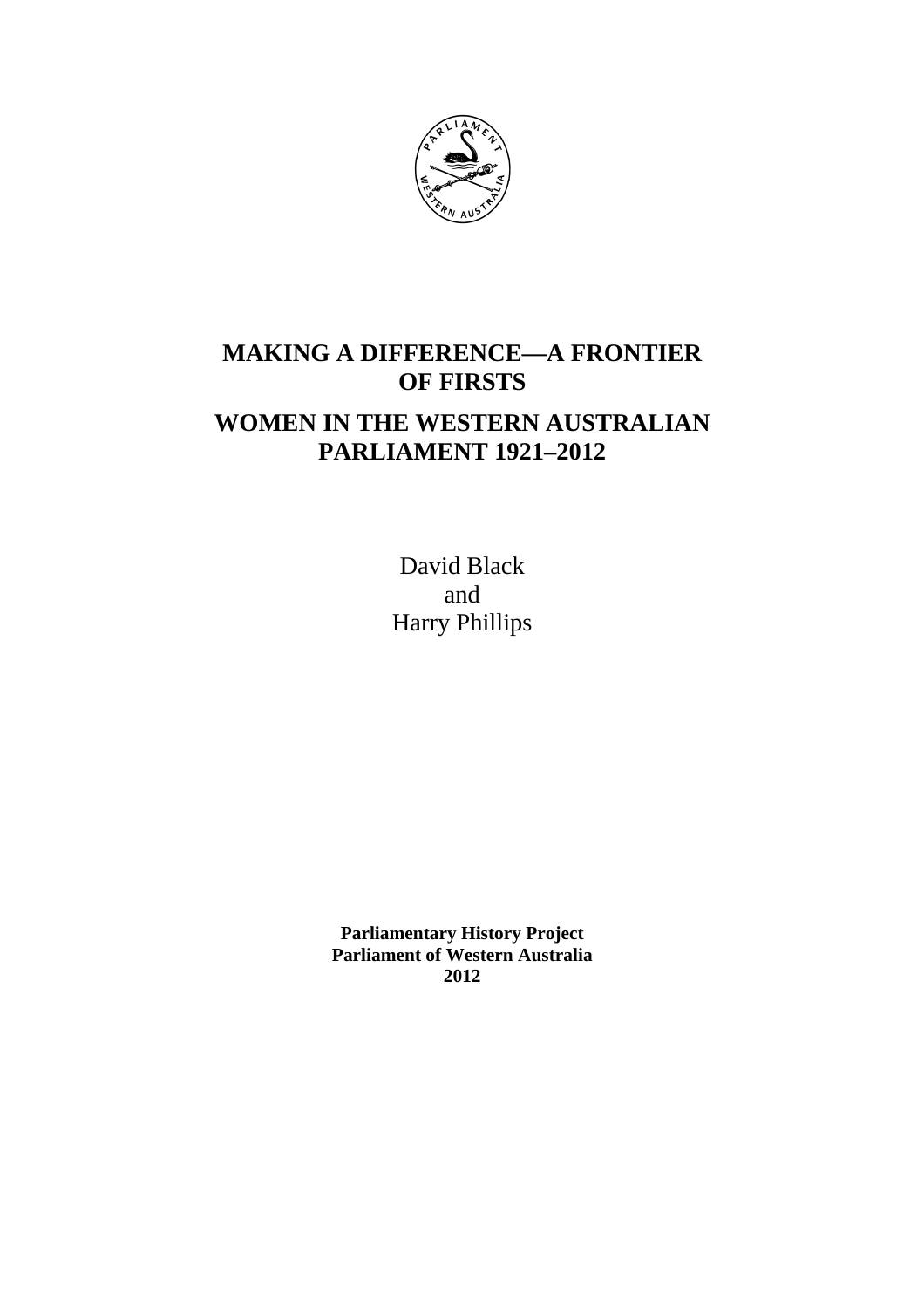# MAKING A DIFFERENCE—A FRONTIER OF FIRSTS

## WOMEN IN THE WESTERN AUSTRALIAN PARLIAMENT 1921–2012

David Black
and
Harry Phillips

**Parliamentary History Project**
**Parliament of Western Australia**
**2012**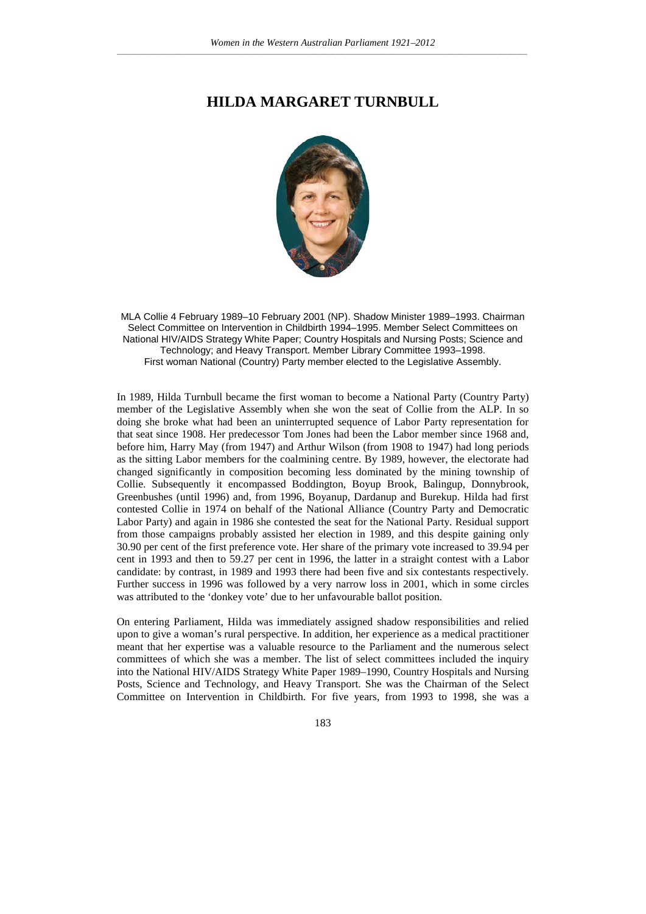# HILDA MARGARET TURNBULL

MLA Collie 4 February 1989–10 February 2001 (NP). Shadow Minister 1989–1993. Chairman Select Committee on Intervention in Childbirth 1994–1995. Member Select Committees on National HIV/AIDS Strategy White Paper; Country Hospitals and Nursing Posts; Science and Technology; and Heavy Transport. Member Library Committee 1993–1998. First woman National (Country) Party member elected to the Legislative Assembly.

In 1989, Hilda Turnbull became the first woman to become a National Party (Country Party) member of the Legislative Assembly when she won the seat of Collie from the ALP. In so doing she broke what had been an uninterrupted sequence of Labor Party representation for that seat since 1908. Her predecessor Tom Jones had been the Labor member since 1968 and, before him, Harry May (from 1947) and Arthur Wilson (from 1908 to 1947) had long periods as the sitting Labor members for the coalmining centre. By 1989, however, the electorate had changed significantly in composition becoming less dominated by the mining township of Collie. Subsequently it encompassed Boddington, Boyup Brook, Balingup, Donnybrook, Greenbushes (until 1996) and, from 1996, Boyanup, Dardanup and Burekup. Hilda had first contested Collie in 1974 on behalf of the National Alliance (Country Party and Democratic Labor Party) and again in 1986 she contested the seat for the National Party. Residual support from those campaigns probably assisted her election in 1989, and this despite gaining only 30.90 per cent of the first preference vote. Her share of the primary vote increased to 39.94 per cent in 1993 and then to 59.27 per cent in 1996, the latter in a straight contest with a Labor candidate: by contrast, in 1989 and 1993 there had been five and six contestants respectively. Further success in 1996 was followed by a very narrow loss in 2001, which in some circles was attributed to the 'donkey vote' due to her unfavourable ballot position.

On entering Parliament, Hilda was immediately assigned shadow responsibilities and relied upon to give a woman's rural perspective. In addition, her experience as a medical practitioner meant that her expertise was a valuable resource to the Parliament and the numerous select committees of which she was a member. The list of select committees included the inquiry into the National HIV/AIDS Strategy White Paper 1989–1990, Country Hospitals and Nursing Posts, Science and Technology, and Heavy Transport. She was the Chairman of the Select Committee on Intervention in Childbirth. For five years, from 1993 to 1998, she was a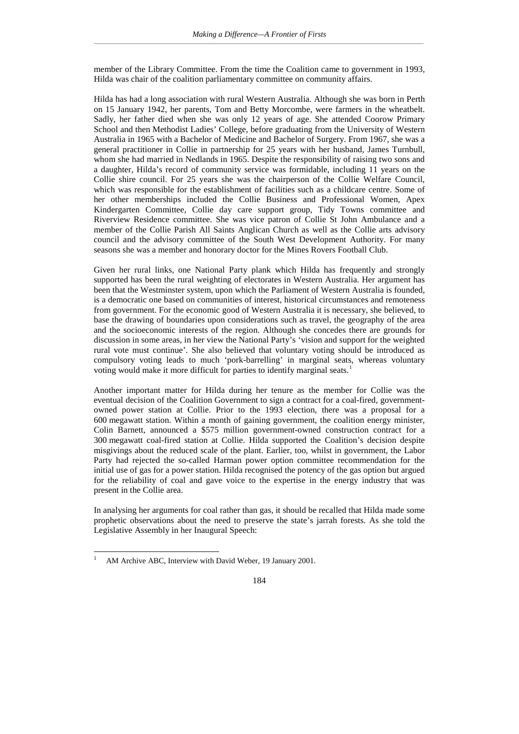member of the Library Committee. From the time the Coalition came to government in 1993, Hilda was chair of the coalition parliamentary committee on community affairs.

Hilda has had a long association with rural Western Australia. Although she was born in Perth on 15 January 1942, her parents, Tom and Betty Morcombe, were farmers in the wheatbelt. Sadly, her father died when she was only 12 years of age. She attended Coorow Primary School and then Methodist Ladies' College, before graduating from the University of Western Australia in 1965 with a Bachelor of Medicine and Bachelor of Surgery. From 1967, she was a general practitioner in Collie in partnership for 25 years with her husband, James Turnbull, whom she had married in Nedlands in 1965. Despite the responsibility of raising two sons and a daughter, Hilda's record of community service was formidable, including 11 years on the Collie shire council. For 25 years she was the chairperson of the Collie Welfare Council, which was responsible for the establishment of facilities such as a childcare centre. Some of her other memberships included the Collie Business and Professional Women, Apex Kindergarten Committee, Collie day care support group, Tidy Towns committee and Riverview Residence committee. She was vice patron of Collie St John Ambulance and a member of the Collie Parish All Saints Anglican Church as well as the Collie arts advisory council and the advisory committee of the South West Development Authority. For many seasons she was a member and honorary doctor for the Mines Rovers Football Club.

Given her rural links, one National Party plank which Hilda has frequently and strongly supported has been the rural weighting of electorates in Western Australia. Her argument has been that the Westminster system, upon which the Parliament of Western Australia is founded, is a democratic one based on communities of interest, historical circumstances and remoteness from government. For the economic good of Western Australia it is necessary, she believed, to base the drawing of boundaries upon considerations such as travel, the geography of the area and the socioeconomic interests of the region. Although she concedes there are grounds for discussion in some areas, in her view the National Party's 'vision and support for the weighted rural vote must continue'. She also believed that voluntary voting should be introduced as compulsory voting leads to much 'pork-barrelling' in marginal seats, whereas voluntary voting would make it more difficult for parties to identify marginal seats.[1]

Another important matter for Hilda during her tenure as the member for Collie was the eventual decision of the Coalition Government to sign a contract for a coal-fired, government-owned power station at Collie. Prior to the 1993 election, there was a proposal for a 600 megawatt station. Within a month of gaining government, the coalition energy minister, Colin Barnett, announced a $575 million government-owned construction contract for a 300 megawatt coal-fired station at Collie. Hilda supported the Coalition's decision despite misgivings about the reduced scale of the plant. Earlier, too, whilst in government, the Labor Party had rejected the so-called Harman power option committee recommendation for the initial use of gas for a power station. Hilda recognised the potency of the gas option but argued for the reliability of coal and gave voice to the expertise in the energy industry that was present in the Collie area.

In analysing her arguments for coal rather than gas, it should be recalled that Hilda made some prophetic observations about the need to preserve the state's jarrah forests. As she told the Legislative Assembly in her Inaugural Speech:

---

[1] AM Archive ABC, Interview with David Weber, 19 January 2001.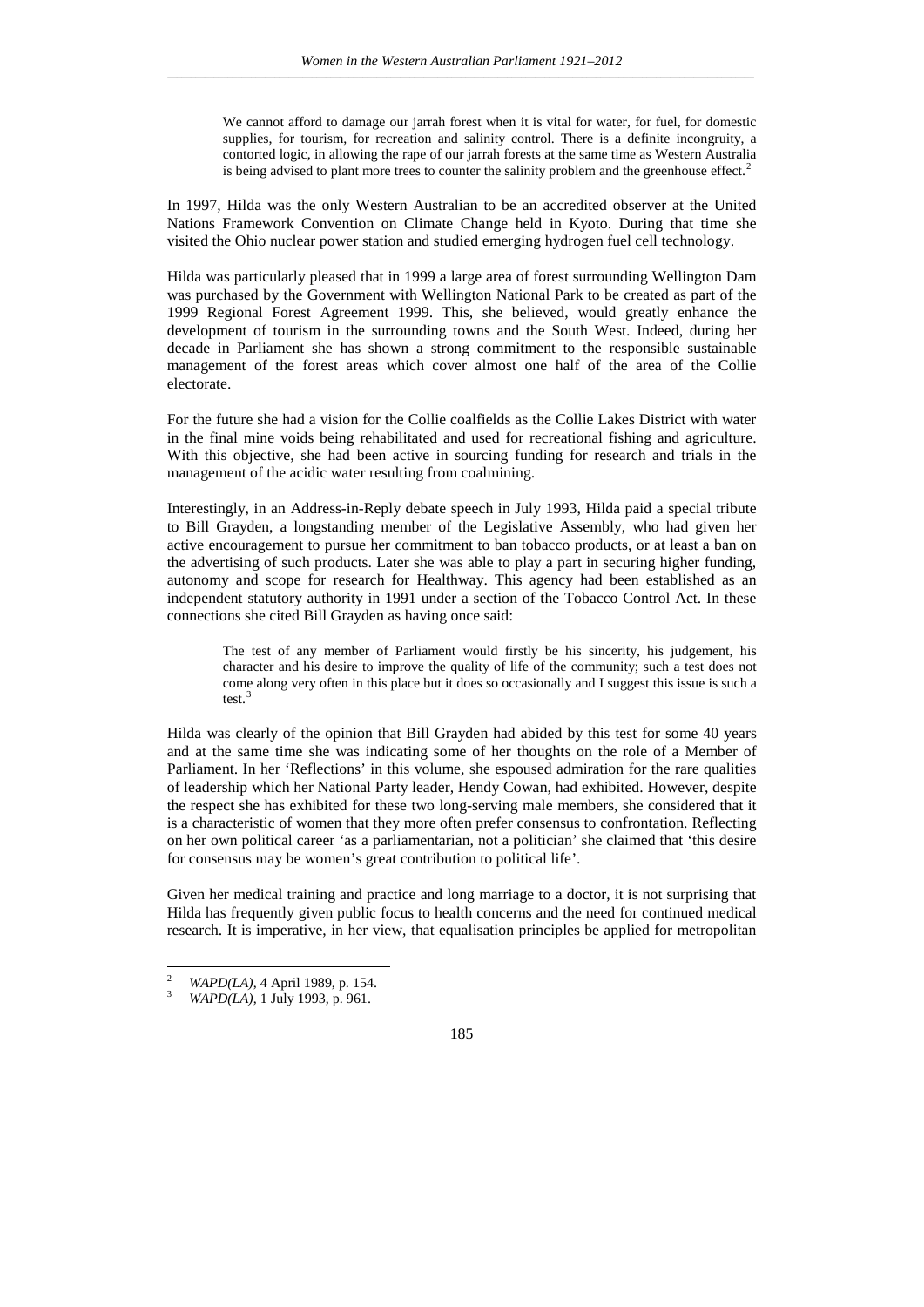> We cannot afford to damage our jarrah forest when it is vital for water, for fuel, for domestic supplies, for tourism, for recreation and salinity control. There is a definite incongruity, a contorted logic, in allowing the rape of our jarrah forests at the same time as Western Australia is being advised to plant more trees to counter the salinity problem and the greenhouse effect.[2]

In 1997, Hilda was the only Western Australian to be an accredited observer at the United Nations Framework Convention on Climate Change held in Kyoto. During that time she visited the Ohio nuclear power station and studied emerging hydrogen fuel cell technology.

Hilda was particularly pleased that in 1999 a large area of forest surrounding Wellington Dam was purchased by the Government with Wellington National Park to be created as part of the 1999 Regional Forest Agreement 1999. This, she believed, would greatly enhance the development of tourism in the surrounding towns and the South West. Indeed, during her decade in Parliament she has shown a strong commitment to the responsible sustainable management of the forest areas which cover almost one half of the area of the Collie electorate.

For the future she had a vision for the Collie coalfields as the Collie Lakes District with water in the final mine voids being rehabilitated and used for recreational fishing and agriculture. With this objective, she had been active in sourcing funding for research and trials in the management of the acidic water resulting from coalmining.

Interestingly, in an Address-in-Reply debate speech in July 1993, Hilda paid a special tribute to Bill Grayden, a longstanding member of the Legislative Assembly, who had given her active encouragement to pursue her commitment to ban tobacco products, or at least a ban on the advertising of such products. Later she was able to play a part in securing higher funding, autonomy and scope for research for Healthway. This agency had been established as an independent statutory authority in 1991 under a section of the Tobacco Control Act. In these connections she cited Bill Grayden as having once said:

> The test of any member of Parliament would firstly be his sincerity, his judgement, his character and his desire to improve the quality of life of the community; such a test does not come along very often in this place but it does so occasionally and I suggest this issue is such a test.[3]

Hilda was clearly of the opinion that Bill Grayden had abided by this test for some 40 years and at the same time she was indicating some of her thoughts on the role of a Member of Parliament. In her 'Reflections' in this volume, she espoused admiration for the rare qualities of leadership which her National Party leader, Hendy Cowan, had exhibited. However, despite the respect she has exhibited for these two long-serving male members, she considered that it is a characteristic of women that they more often prefer consensus to confrontation. Reflecting on her own political career 'as a parliamentarian, not a politician' she claimed that 'this desire for consensus may be women's great contribution to political life'.

Given her medical training and practice and long marriage to a doctor, it is not surprising that Hilda has frequently given public focus to health concerns and the need for continued medical research. It is imperative, in her view, that equalisation principles be applied for metropolitan

---

[2] *WAPD(LA)*, 4 April 1989, p. 154.

[3] *WAPD(LA)*, 1 July 1993, p. 961.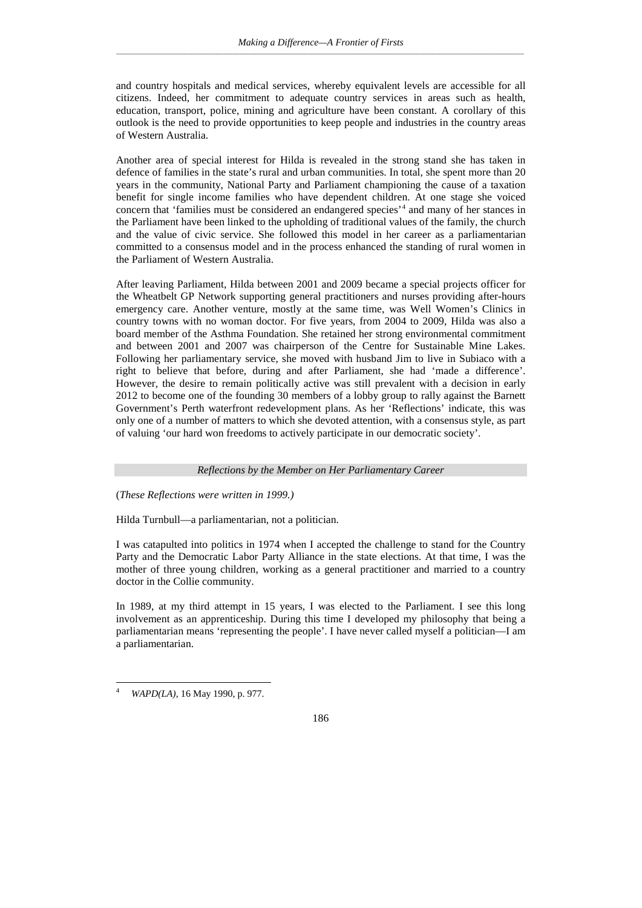and country hospitals and medical services, whereby equivalent levels are accessible for all citizens. Indeed, her commitment to adequate country services in areas such as health, education, transport, police, mining and agriculture have been constant. A corollary of this outlook is the need to provide opportunities to keep people and industries in the country areas of Western Australia.

Another area of special interest for Hilda is revealed in the strong stand she has taken in defence of families in the state's rural and urban communities. In total, she spent more than 20 years in the community, National Party and Parliament championing the cause of a taxation benefit for single income families who have dependent children. At one stage she voiced concern that 'families must be considered an endangered species'[4] and many of her stances in the Parliament have been linked to the upholding of traditional values of the family, the church and the value of civic service. She followed this model in her career as a parliamentarian committed to a consensus model and in the process enhanced the standing of rural women in the Parliament of Western Australia.

After leaving Parliament, Hilda between 2001 and 2009 became a special projects officer for the Wheatbelt GP Network supporting general practitioners and nurses providing after-hours emergency care. Another venture, mostly at the same time, was Well Women's Clinics in country towns with no woman doctor. For five years, from 2004 to 2009, Hilda was also a board member of the Asthma Foundation. She retained her strong environmental commitment and between 2001 and 2007 was chairperson of the Centre for Sustainable Mine Lakes. Following her parliamentary service, she moved with husband Jim to live in Subiaco with a right to believe that before, during and after Parliament, she had 'made a difference'. However, the desire to remain politically active was still prevalent with a decision in early 2012 to become one of the founding 30 members of a lobby group to rally against the Barnett Government's Perth waterfront redevelopment plans. As her 'Reflections' indicate, this was only one of a number of matters to which she devoted attention, with a consensus style, as part of valuing 'our hard won freedoms to actively participate in our democratic society'.

### *Reflections by the Member on Her Parliamentary Career*

(*These Reflections were written in 1999.)*

Hilda Turnbull—a parliamentarian, not a politician.

I was catapulted into politics in 1974 when I accepted the challenge to stand for the Country Party and the Democratic Labor Party Alliance in the state elections. At that time, I was the mother of three young children, working as a general practitioner and married to a country doctor in the Collie community.

In 1989, at my third attempt in 15 years, I was elected to the Parliament. I see this long involvement as an apprenticeship. During this time I developed my philosophy that being a parliamentarian means 'representing the people'. I have never called myself a politician—I am a parliamentarian.

---

[4] *WAPD(LA)*, 16 May 1990, p. 977.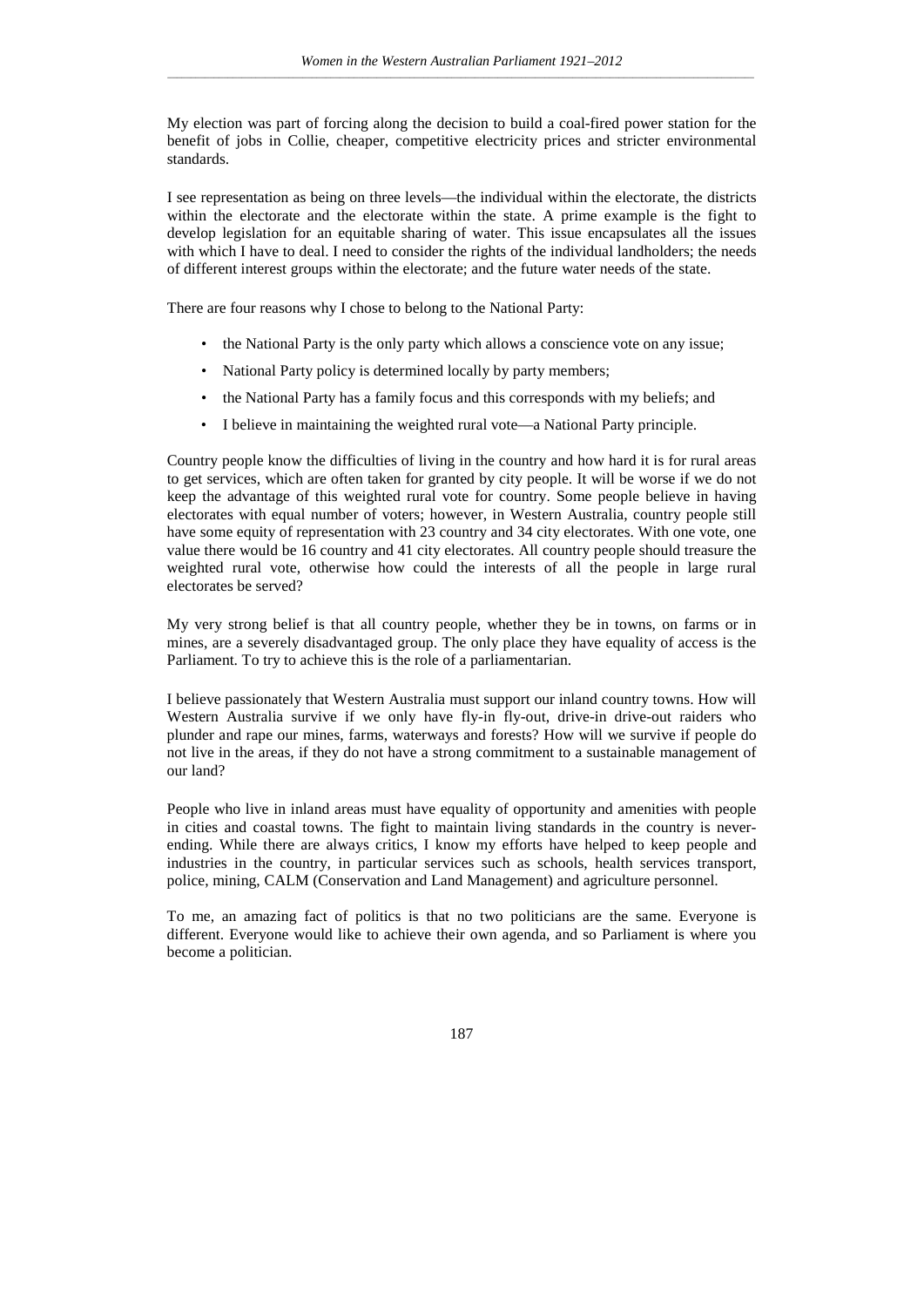My election was part of forcing along the decision to build a coal-fired power station for the benefit of jobs in Collie, cheaper, competitive electricity prices and stricter environmental standards.

I see representation as being on three levels—the individual within the electorate, the districts within the electorate and the electorate within the state. A prime example is the fight to develop legislation for an equitable sharing of water. This issue encapsulates all the issues with which I have to deal. I need to consider the rights of the individual landholders; the needs of different interest groups within the electorate; and the future water needs of the state.

There are four reasons why I chose to belong to the National Party:

- the National Party is the only party which allows a conscience vote on any issue;
- National Party policy is determined locally by party members;
- the National Party has a family focus and this corresponds with my beliefs; and
- I believe in maintaining the weighted rural vote—a National Party principle.

Country people know the difficulties of living in the country and how hard it is for rural areas to get services, which are often taken for granted by city people. It will be worse if we do not keep the advantage of this weighted rural vote for country. Some people believe in having electorates with equal number of voters; however, in Western Australia, country people still have some equity of representation with 23 country and 34 city electorates. With one vote, one value there would be 16 country and 41 city electorates. All country people should treasure the weighted rural vote, otherwise how could the interests of all the people in large rural electorates be served?

My very strong belief is that all country people, whether they be in towns, on farms or in mines, are a severely disadvantaged group. The only place they have equality of access is the Parliament. To try to achieve this is the role of a parliamentarian.

I believe passionately that Western Australia must support our inland country towns. How will Western Australia survive if we only have fly-in fly-out, drive-in drive-out raiders who plunder and rape our mines, farms, waterways and forests? How will we survive if people do not live in the areas, if they do not have a strong commitment to a sustainable management of our land?

People who live in inland areas must have equality of opportunity and amenities with people in cities and coastal towns. The fight to maintain living standards in the country is never-ending. While there are always critics, I know my efforts have helped to keep people and industries in the country, in particular services such as schools, health services transport, police, mining, CALM (Conservation and Land Management) and agriculture personnel.

To me, an amazing fact of politics is that no two politicians are the same. Everyone is different. Everyone would like to achieve their own agenda, and so Parliament is where you become a politician.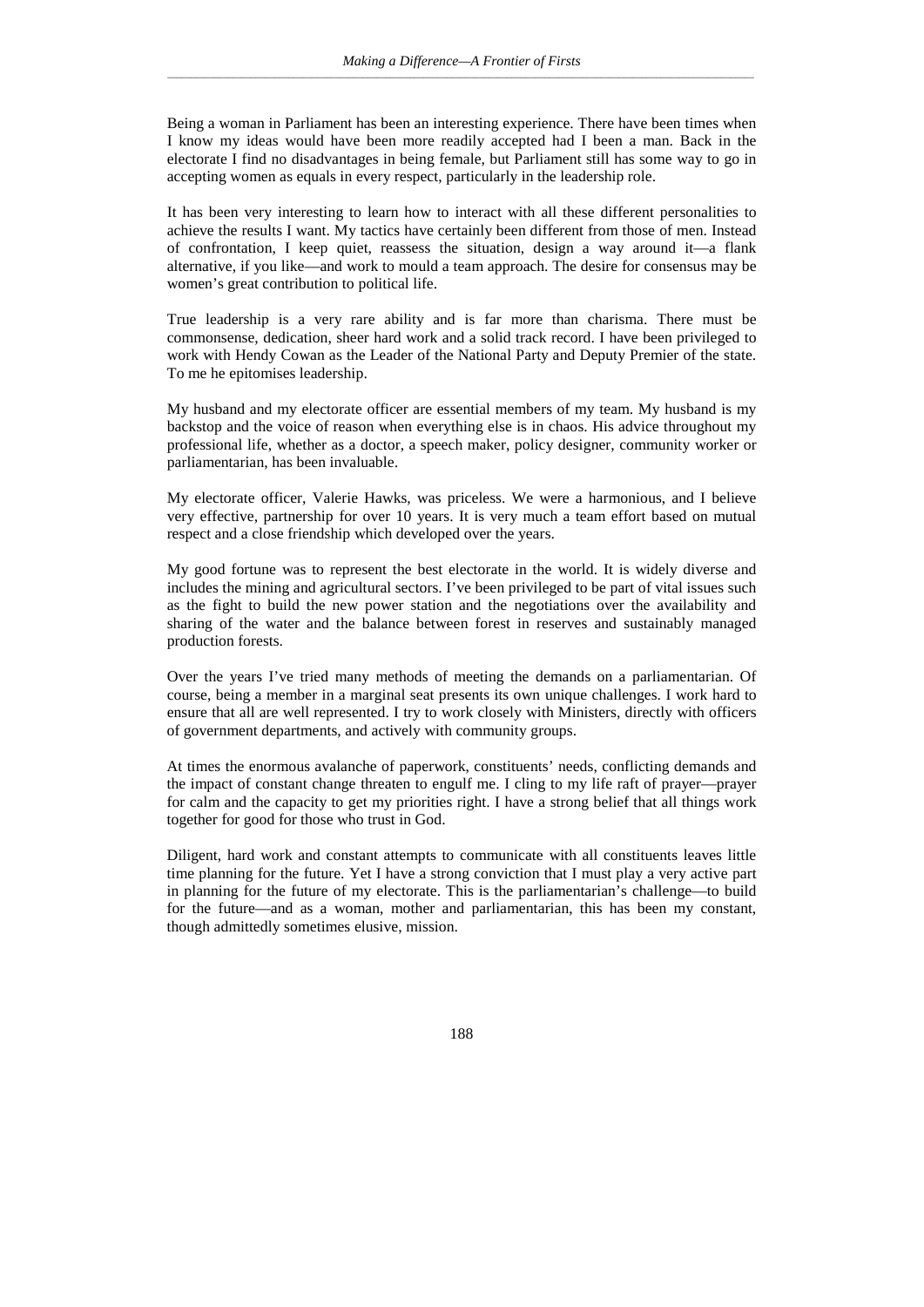Being a woman in Parliament has been an interesting experience. There have been times when I know my ideas would have been more readily accepted had I been a man. Back in the electorate I find no disadvantages in being female, but Parliament still has some way to go in accepting women as equals in every respect, particularly in the leadership role.

It has been very interesting to learn how to interact with all these different personalities to achieve the results I want. My tactics have certainly been different from those of men. Instead of confrontation, I keep quiet, reassess the situation, design a way around it—a flank alternative, if you like—and work to mould a team approach. The desire for consensus may be women's great contribution to political life.

True leadership is a very rare ability and is far more than charisma. There must be commonsense, dedication, sheer hard work and a solid track record. I have been privileged to work with Hendy Cowan as the Leader of the National Party and Deputy Premier of the state. To me he epitomises leadership.

My husband and my electorate officer are essential members of my team. My husband is my backstop and the voice of reason when everything else is in chaos. His advice throughout my professional life, whether as a doctor, a speech maker, policy designer, community worker or parliamentarian, has been invaluable.

My electorate officer, Valerie Hawks, was priceless. We were a harmonious, and I believe very effective, partnership for over 10 years. It is very much a team effort based on mutual respect and a close friendship which developed over the years.

My good fortune was to represent the best electorate in the world. It is widely diverse and includes the mining and agricultural sectors. I've been privileged to be part of vital issues such as the fight to build the new power station and the negotiations over the availability and sharing of the water and the balance between forest in reserves and sustainably managed production forests.

Over the years I've tried many methods of meeting the demands on a parliamentarian. Of course, being a member in a marginal seat presents its own unique challenges. I work hard to ensure that all are well represented. I try to work closely with Ministers, directly with officers of government departments, and actively with community groups.

At times the enormous avalanche of paperwork, constituents' needs, conflicting demands and the impact of constant change threaten to engulf me. I cling to my life raft of prayer—prayer for calm and the capacity to get my priorities right. I have a strong belief that all things work together for good for those who trust in God.

Diligent, hard work and constant attempts to communicate with all constituents leaves little time planning for the future. Yet I have a strong conviction that I must play a very active part in planning for the future of my electorate. This is the parliamentarian's challenge—to build for the future—and as a woman, mother and parliamentarian, this has been my constant, though admittedly sometimes elusive, mission.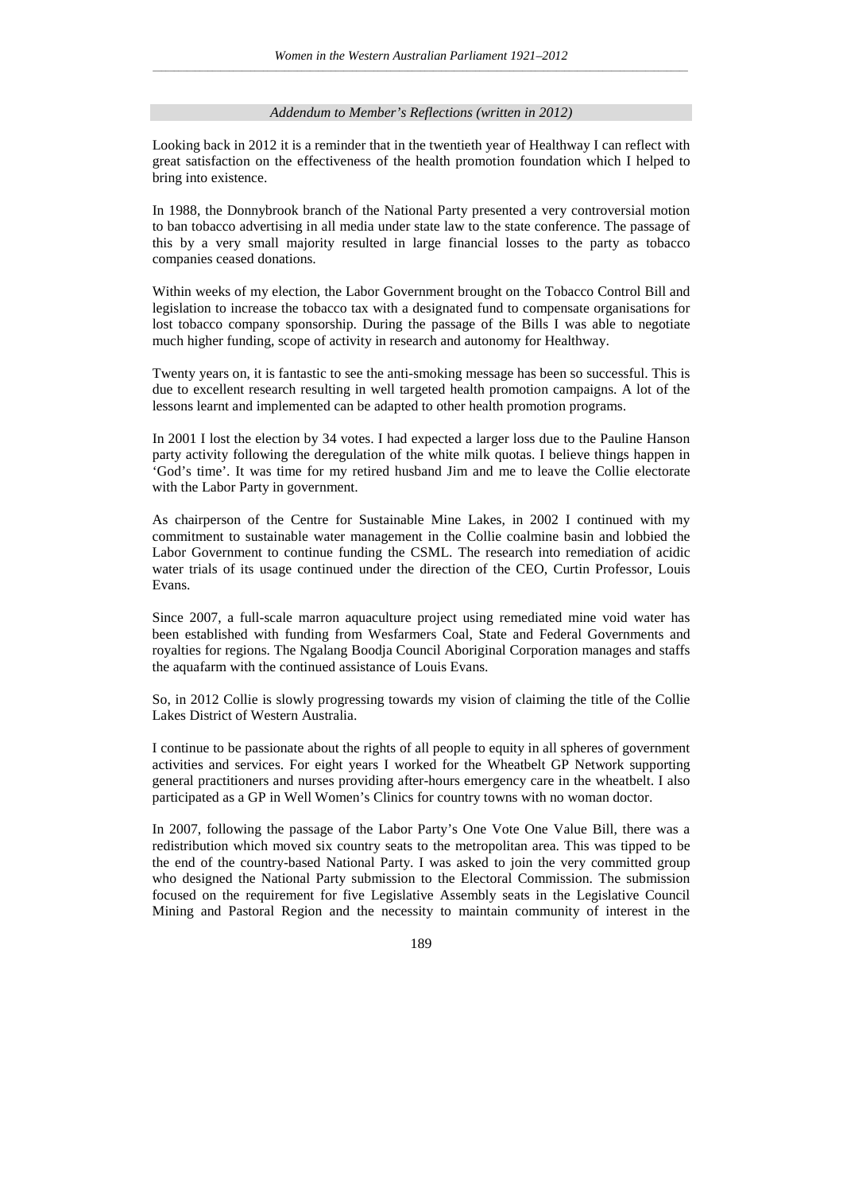*Addendum to Member's Reflections (written in 2012)*

Looking back in 2012 it is a reminder that in the twentieth year of Healthway I can reflect with great satisfaction on the effectiveness of the health promotion foundation which I helped to bring into existence.

In 1988, the Donnybrook branch of the National Party presented a very controversial motion to ban tobacco advertising in all media under state law to the state conference. The passage of this by a very small majority resulted in large financial losses to the party as tobacco companies ceased donations.

Within weeks of my election, the Labor Government brought on the Tobacco Control Bill and legislation to increase the tobacco tax with a designated fund to compensate organisations for lost tobacco company sponsorship. During the passage of the Bills I was able to negotiate much higher funding, scope of activity in research and autonomy for Healthway.

Twenty years on, it is fantastic to see the anti-smoking message has been so successful. This is due to excellent research resulting in well targeted health promotion campaigns. A lot of the lessons learnt and implemented can be adapted to other health promotion programs.

In 2001 I lost the election by 34 votes. I had expected a larger loss due to the Pauline Hanson party activity following the deregulation of the white milk quotas. I believe things happen in 'God's time'. It was time for my retired husband Jim and me to leave the Collie electorate with the Labor Party in government.

As chairperson of the Centre for Sustainable Mine Lakes, in 2002 I continued with my commitment to sustainable water management in the Collie coalmine basin and lobbied the Labor Government to continue funding the CSML. The research into remediation of acidic water trials of its usage continued under the direction of the CEO, Curtin Professor, Louis Evans.

Since 2007, a full-scale marron aquaculture project using remediated mine void water has been established with funding from Wesfarmers Coal, State and Federal Governments and royalties for regions. The Ngalang Boodja Council Aboriginal Corporation manages and staffs the aquafarm with the continued assistance of Louis Evans.

So, in 2012 Collie is slowly progressing towards my vision of claiming the title of the Collie Lakes District of Western Australia.

I continue to be passionate about the rights of all people to equity in all spheres of government activities and services. For eight years I worked for the Wheatbelt GP Network supporting general practitioners and nurses providing after-hours emergency care in the wheatbelt. I also participated as a GP in Well Women's Clinics for country towns with no woman doctor.

In 2007, following the passage of the Labor Party's One Vote One Value Bill, there was a redistribution which moved six country seats to the metropolitan area. This was tipped to be the end of the country-based National Party. I was asked to join the very committed group who designed the National Party submission to the Electoral Commission. The submission focused on the requirement for five Legislative Assembly seats in the Legislative Council Mining and Pastoral Region and the necessity to maintain community of interest in the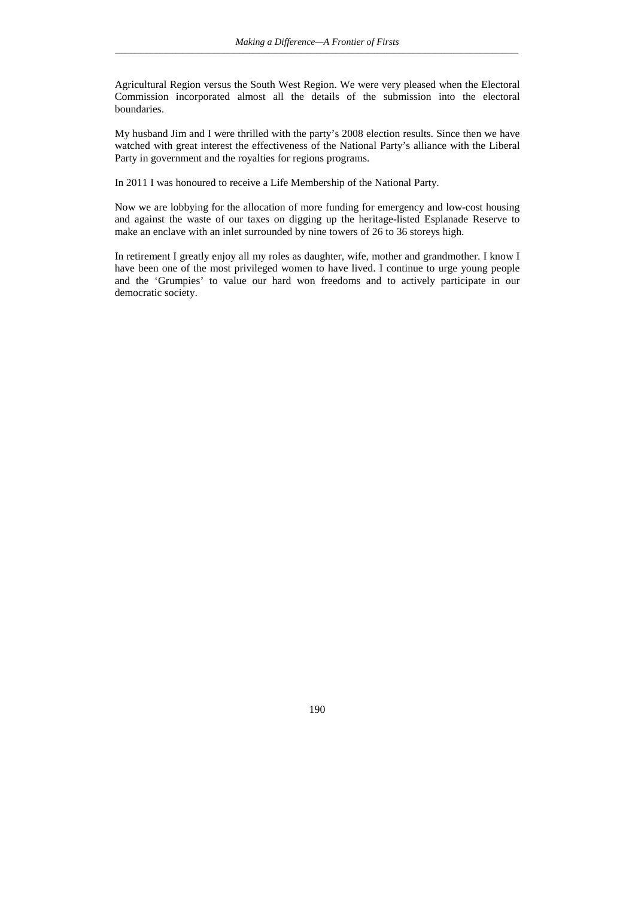Agricultural Region versus the South West Region. We were very pleased when the Electoral Commission incorporated almost all the details of the submission into the electoral boundaries.

My husband Jim and I were thrilled with the party's 2008 election results. Since then we have watched with great interest the effectiveness of the National Party's alliance with the Liberal Party in government and the royalties for regions programs.

In 2011 I was honoured to receive a Life Membership of the National Party.

Now we are lobbying for the allocation of more funding for emergency and low-cost housing and against the waste of our taxes on digging up the heritage-listed Esplanade Reserve to make an enclave with an inlet surrounded by nine towers of 26 to 36 storeys high.

In retirement I greatly enjoy all my roles as daughter, wife, mother and grandmother. I know I have been one of the most privileged women to have lived. I continue to urge young people and the 'Grumpies' to value our hard won freedoms and to actively participate in our democratic society.